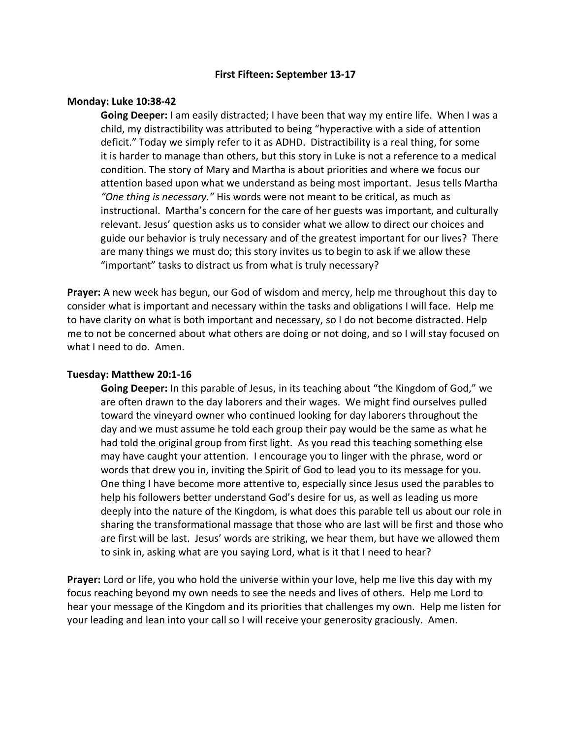**First Fifteen: September 13-17**

**Monday: Luke 10:38-42**

**Going Deeper:** I am easily distracted; I have been that way my entire life. When I was a child, my distractibility was attributed to being "hyperactive with a side of attention deficit." Today we simply refer to it as ADHD. Distractibility is a real thing, for some it is harder to manage than others, but this story in Luke is not a reference to a medical condition. The story of Mary and Martha is about priorities and where we focus our attention based upon what we understand as being most important. Jesus tells Martha *"One thing is necessary."* His words were not meant to be critical, as much as instructional. Martha's concern for the care of her guests was important, and culturally relevant. Jesus' question asks us to consider what we allow to direct our choices and guide our behavior is truly necessary and of the greatest important for our lives? There are many things we must do; this story invites us to begin to ask if we allow these "important" tasks to distract us from what is truly necessary?

**Prayer:** A new week has begun, our God of wisdom and mercy, help me throughout this day to consider what is important and necessary within the tasks and obligations I will face. Help me to have clarity on what is both important and necessary, so I do not become distracted. Help me to not be concerned about what others are doing or not doing, and so I will stay focused on what I need to do. Amen.

**Tuesday: Matthew 20:1-16**

**Going Deeper:** In this parable of Jesus, in its teaching about "the Kingdom of God," we are often drawn to the day laborers and their wages. We might find ourselves pulled toward the vineyard owner who continued looking for day laborers throughout the day and we must assume he told each group their pay would be the same as what he had told the original group from first light. As you read this teaching something else may have caught your attention. I encourage you to linger with the phrase, word or words that drew you in, inviting the Spirit of God to lead you to its message for you. One thing I have become more attentive to, especially since Jesus used the parables to help his followers better understand God's desire for us, as well as leading us more deeply into the nature of the Kingdom, is what does this parable tell us about our role in sharing the transformational massage that those who are last will be first and those who are first will be last. Jesus' words are striking, we hear them, but have we allowed them to sink in, asking what are you saying Lord, what is it that I need to hear?

**Prayer:** Lord or life, you who hold the universe within your love, help me live this day with my focus reaching beyond my own needs to see the needs and lives of others. Help me Lord to hear your message of the Kingdom and its priorities that challenges my own. Help me listen for your leading and lean into your call so I will receive your generosity graciously. Amen.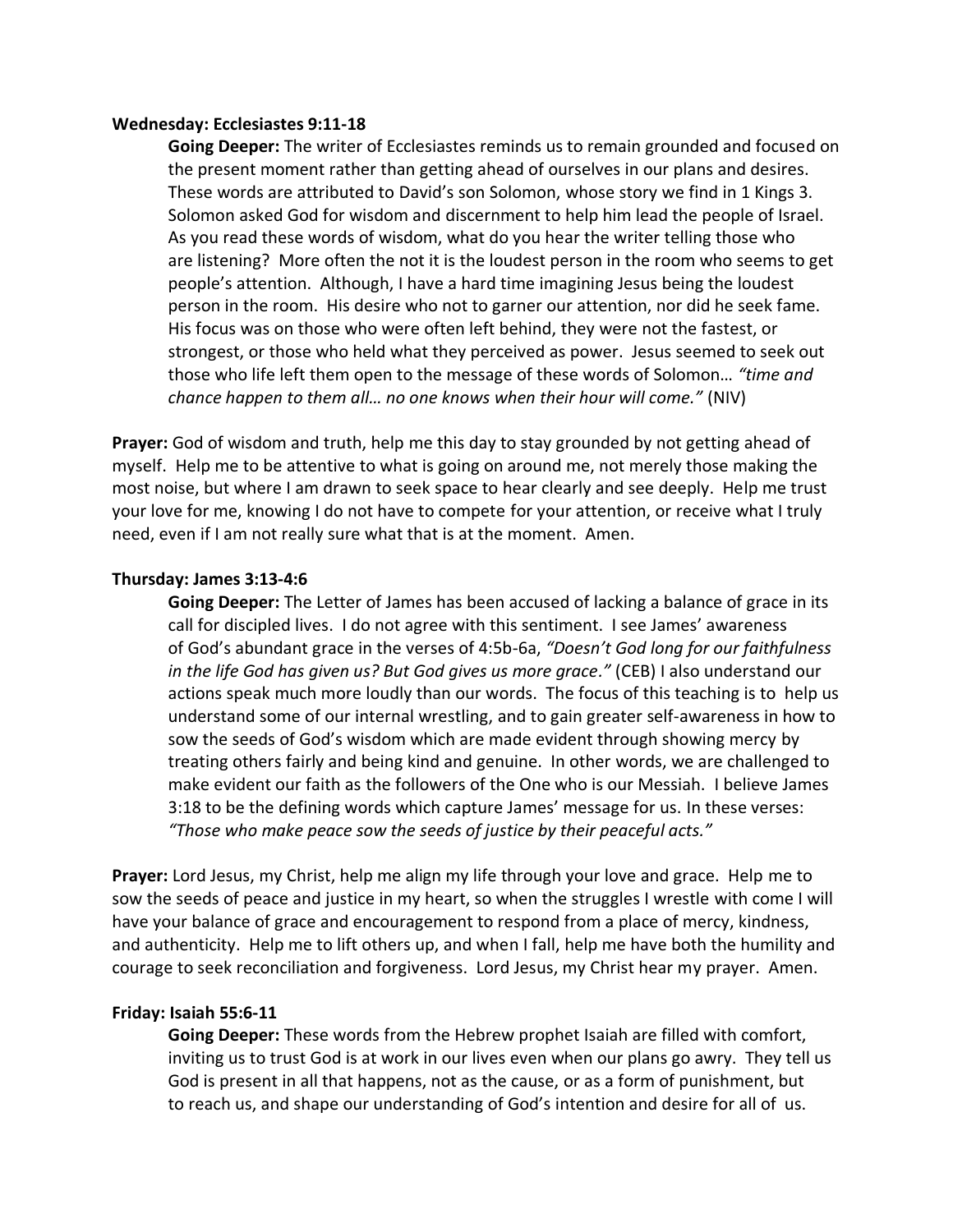**Wednesday: Ecclesiastes 9:11-18**

**Going Deeper:** The writer of Ecclesiastes reminds us to remain grounded and focused on the present moment rather than getting ahead of ourselves in our plans and desires. These words are attributed to David's son Solomon, whose story we find in 1 Kings 3. Solomon asked God for wisdom and discernment to help him lead the people of Israel. As you read these words of wisdom, what do you hear the writer telling those who are listening? More often the not it is the loudest person in the room who seems to get people's attention. Although, I have a hard time imagining Jesus being the loudest person in the room. His desire who not to garner our attention, nor did he seek fame. His focus was on those who were often left behind, they were not the fastest, or strongest, or those who held what they perceived as power. Jesus seemed to seek out those who life left them open to the message of these words of Solomon… *"time and chance happen to them all… no one knows when their hour will come."* (NIV)

**Prayer:** God of wisdom and truth, help me this day to stay grounded by not getting ahead of myself. Help me to be attentive to what is going on around me, not merely those making the most noise, but where I am drawn to seek space to hear clearly and see deeply. Help me trust your love for me, knowing I do not have to compete for your attention, or receive what I truly need, even if I am not really sure what that is at the moment. Amen.

**Thursday: James 3:13-4:6**

**Going Deeper:** The Letter of James has been accused of lacking a balance of grace in its call for discipled lives. I do not agree with this sentiment. I see James' awareness of God's abundant grace in the verses of 4:5b-6a, *"Doesn't God long for our faithfulness in the life God has given us? But God gives us more grace."* (CEB) I also understand our actions speak much more loudly than our words. The focus of this teaching is to help us understand some of our internal wrestling, and to gain greater self-awareness in how to sow the seeds of God's wisdom which are made evident through showing mercy by treating others fairly and being kind and genuine. In other words, we are challenged to make evident our faith as the followers of the One who is our Messiah. I believe James 3:18 to be the defining words which capture James' message for us. In these verses: *"Those who make peace sow the seeds of justice by their peaceful acts."*

**Prayer:** Lord Jesus, my Christ, help me align my life through your love and grace. Help me to sow the seeds of peace and justice in my heart, so when the struggles I wrestle with come I will have your balance of grace and encouragement to respond from a place of mercy, kindness, and authenticity. Help me to lift others up, and when I fall, help me have both the humility and courage to seek reconciliation and forgiveness. Lord Jesus, my Christ hear my prayer. Amen.

**Friday: Isaiah 55:6-11**

**Going Deeper:** These words from the Hebrew prophet Isaiah are filled with comfort, inviting us to trust God is at work in our lives even when our plans go awry. They tell us God is present in all that happens, not as the cause, or as a form of punishment, but to reach us, and shape our understanding of God's intention and desire for all of us.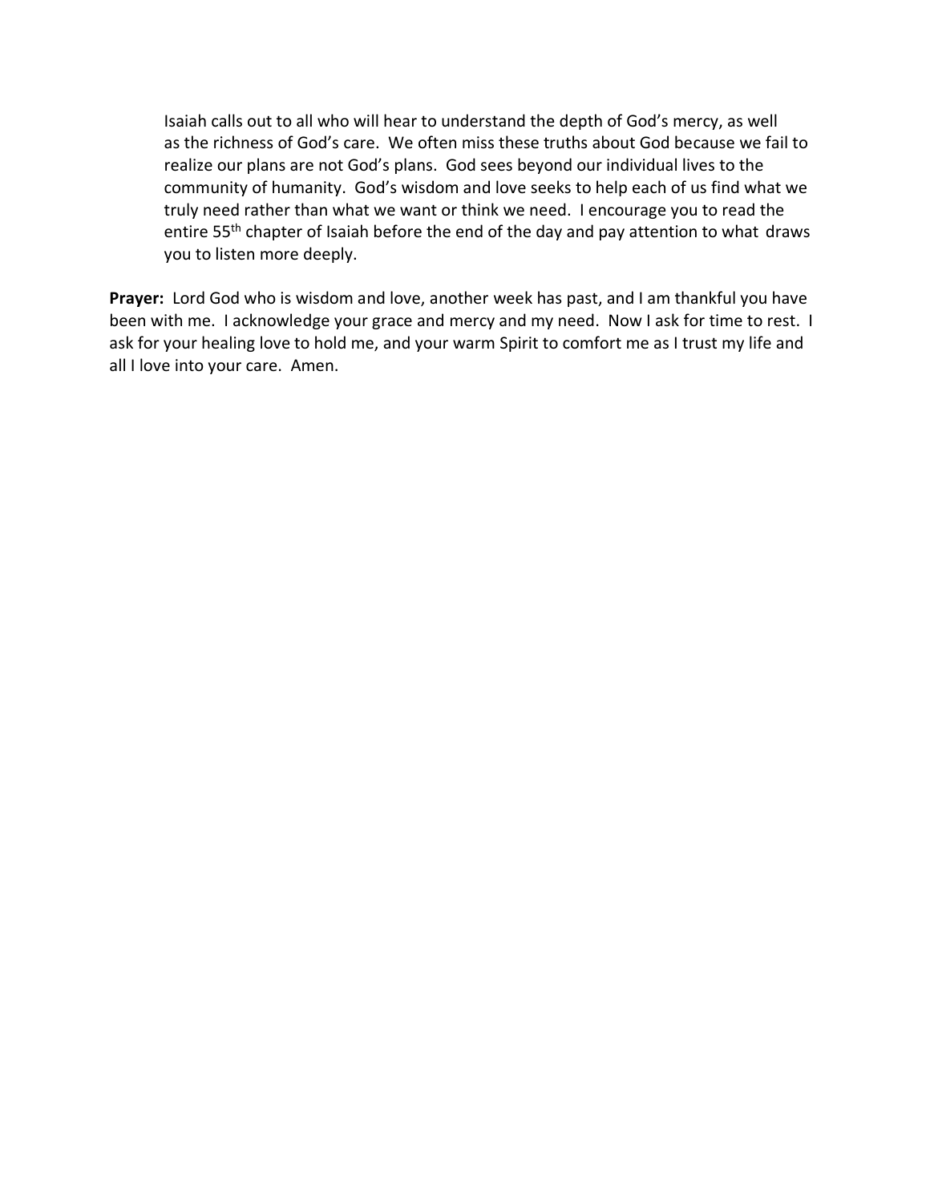Isaiah calls out to all who will hear to understand the depth of God's mercy, as well as the richness of God's care. We often miss these truths about God because we fail to realize our plans are not God's plans. God sees beyond our individual lives to the community of humanity. God's wisdom and love seeks to help each of us find what we truly need rather than what we want or think we need. I encourage you to read the entire 55th chapter of Isaiah before the end of the day and pay attention to what draws you to listen more deeply.

**Prayer:** Lord God who is wisdom and love, another week has past, and I am thankful you have been with me. I acknowledge your grace and mercy and my need. Now I ask for time to rest. I ask for your healing love to hold me, and your warm Spirit to comfort me as I trust my life and all I love into your care. Amen.